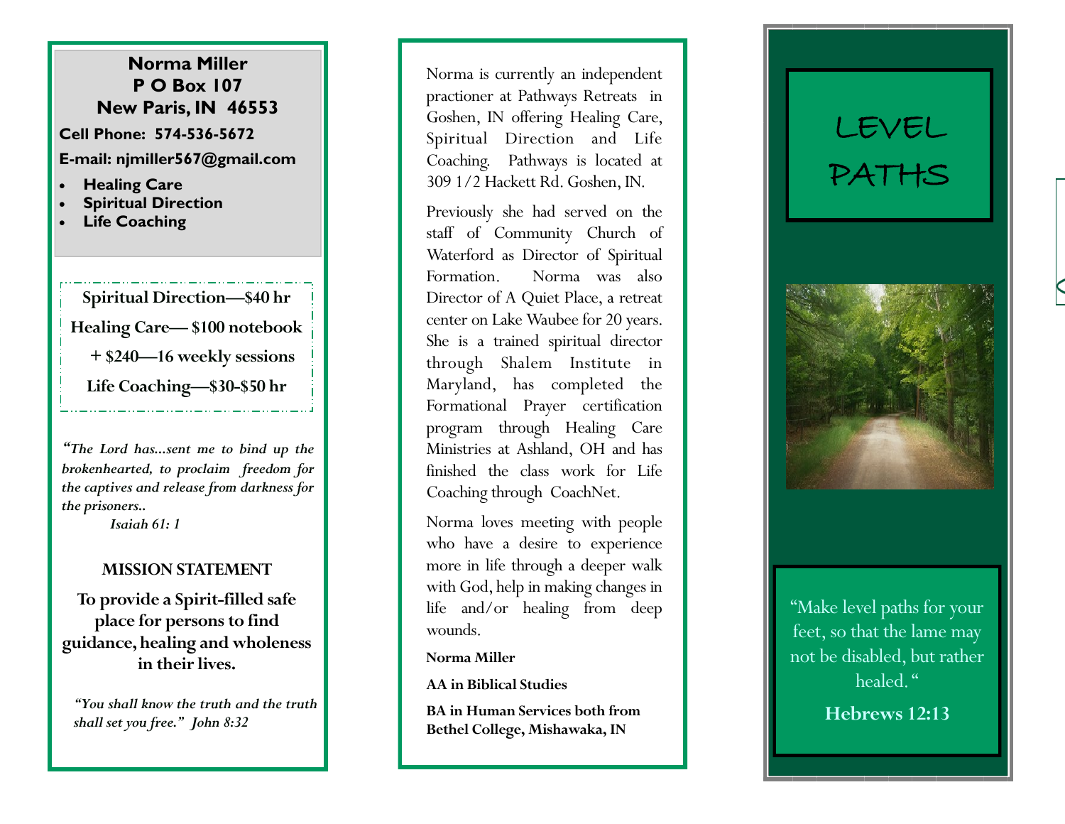**Norma Miller**
**P O Box 107**
**New Paris, IN 46553**

**Cell Phone: 574-536-5672**

**E-mail: njmiller567@gmail.com**

- **Healing Care**
- **Spiritual Direction**
- **Life Coaching**

**Spiritual Direction—$40 hr**

**Healing Care— $100 notebook**

**+ $240—16 weekly sessions**

**Life Coaching—$30-$50 hr**

*"The Lord has...sent me to bind up the brokenhearted, to proclaim freedom for the captives and release from darkness for the prisoners..*
*Isaiah 61: 1*

**MISSION STATEMENT**

**To provide a Spirit-filled safe place for persons to find guidance, healing and wholeness in their lives.**

*"You shall know the truth and the truth shall set you free." John 8:32*

Norma is currently an independent practioner at Pathways Retreats in Goshen, IN offering Healing Care, Spiritual Direction and Life Coaching. Pathways is located at 309 1/2 Hackett Rd. Goshen, IN.

Previously she had served on the staff of Community Church of Waterford as Director of Spiritual Formation. Norma was also Director of A Quiet Place, a retreat center on Lake Waubee for 20 years. She is a trained spiritual director through Shalem Institute in Maryland, has completed the Formational Prayer certification program through Healing Care Ministries at Ashland, OH and has finished the class work for Life Coaching through CoachNet.

Norma loves meeting with people who have a desire to experience more in life through a deeper walk with God, help in making changes in life and/or healing from deep wounds.

**Norma Miller**

**AA in Biblical Studies**

**BA in Human Services both from Bethel College, Mishawaka, IN**

# LEVEL PATHS

"Make level paths for your feet, so that the lame may not be disabled, but rather healed."

**Hebrews 12:13**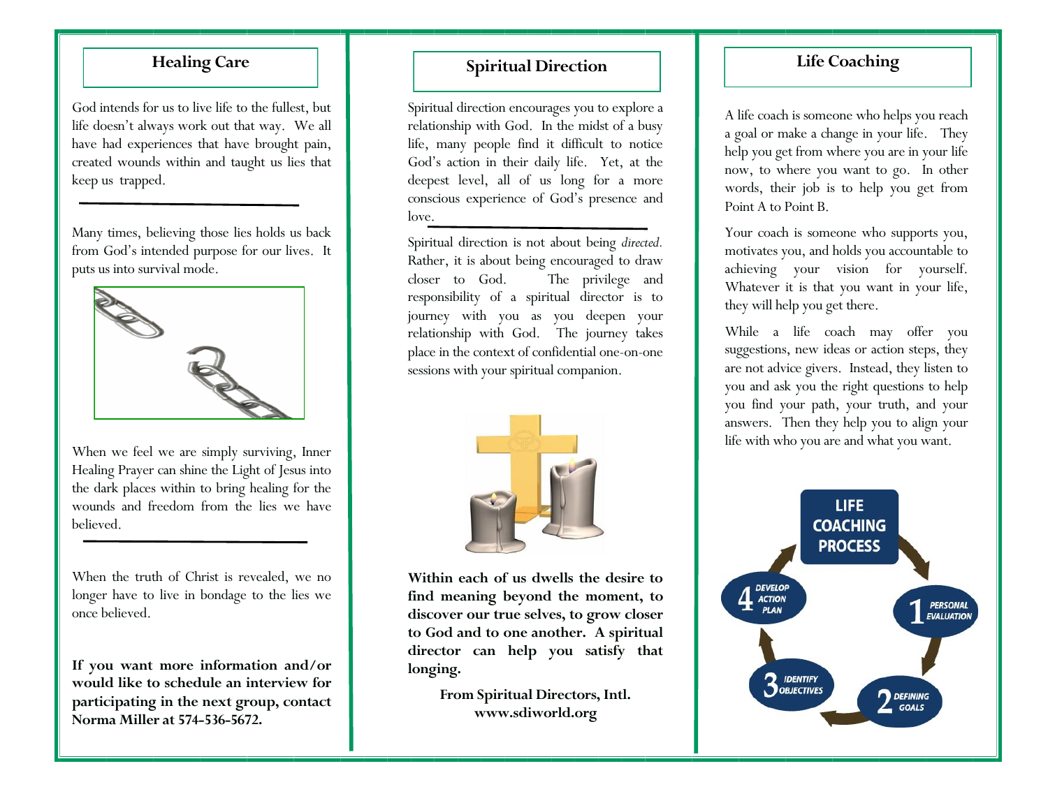## Healing Care

God intends for us to live life to the fullest, but life doesn't always work out that way. We all have had experiences that have brought pain, created wounds within and taught us lies that keep us trapped.

Many times, believing those lies holds us back from God's intended purpose for our lives. It puts us into survival mode.

When we feel we are simply surviving, Inner Healing Prayer can shine the Light of Jesus into the dark places within to bring healing for the wounds and freedom from the lies we have believed.

When the truth of Christ is revealed, we no longer have to live in bondage to the lies we once believed.

**If you want more information and/or would like to schedule an interview for participating in the next group, contact Norma Miller at 574-536-5672.**

## Spiritual Direction

Spiritual direction encourages you to explore a relationship with God. In the midst of a busy life, many people find it difficult to notice God's action in their daily life. Yet, at the deepest level, all of us long for a more conscious experience of God's presence and love.

Spiritual direction is not about being *directed.* Rather, it is about being encouraged to draw closer to God. The privilege and responsibility of a spiritual director is to journey with you as you deepen your relationship with God. The journey takes place in the context of confidential one-on-one sessions with your spiritual companion.

**Within each of us dwells the desire to find meaning beyond the moment, to discover our true selves, to grow closer to God and to one another. A spiritual director can help you satisfy that longing.**

**From Spiritual Directors, Intl.**
**www.sdiworld.org**

## Life Coaching

A life coach is someone who helps you reach a goal or make a change in your life. They help you get from where you are in your life now, to where you want to go. In other words, their job is to help you get from Point A to Point B.

Your coach is someone who supports you, motivates you, and holds you accountable to achieving your vision for yourself. Whatever it is that you want in your life, they will help you get there.

While a life coach may offer you suggestions, new ideas or action steps, they are not advice givers. Instead, they listen to you and ask you the right questions to help you find your path, your truth, and your answers. Then they help you to align your life with who you are and what you want.

LIFE COACHING PROCESS

1 PERSONAL EVALUATION

2 DEFINING GOALS

3 IDENTIFY OBJECTIVES

4 DEVELOP ACTION PLAN